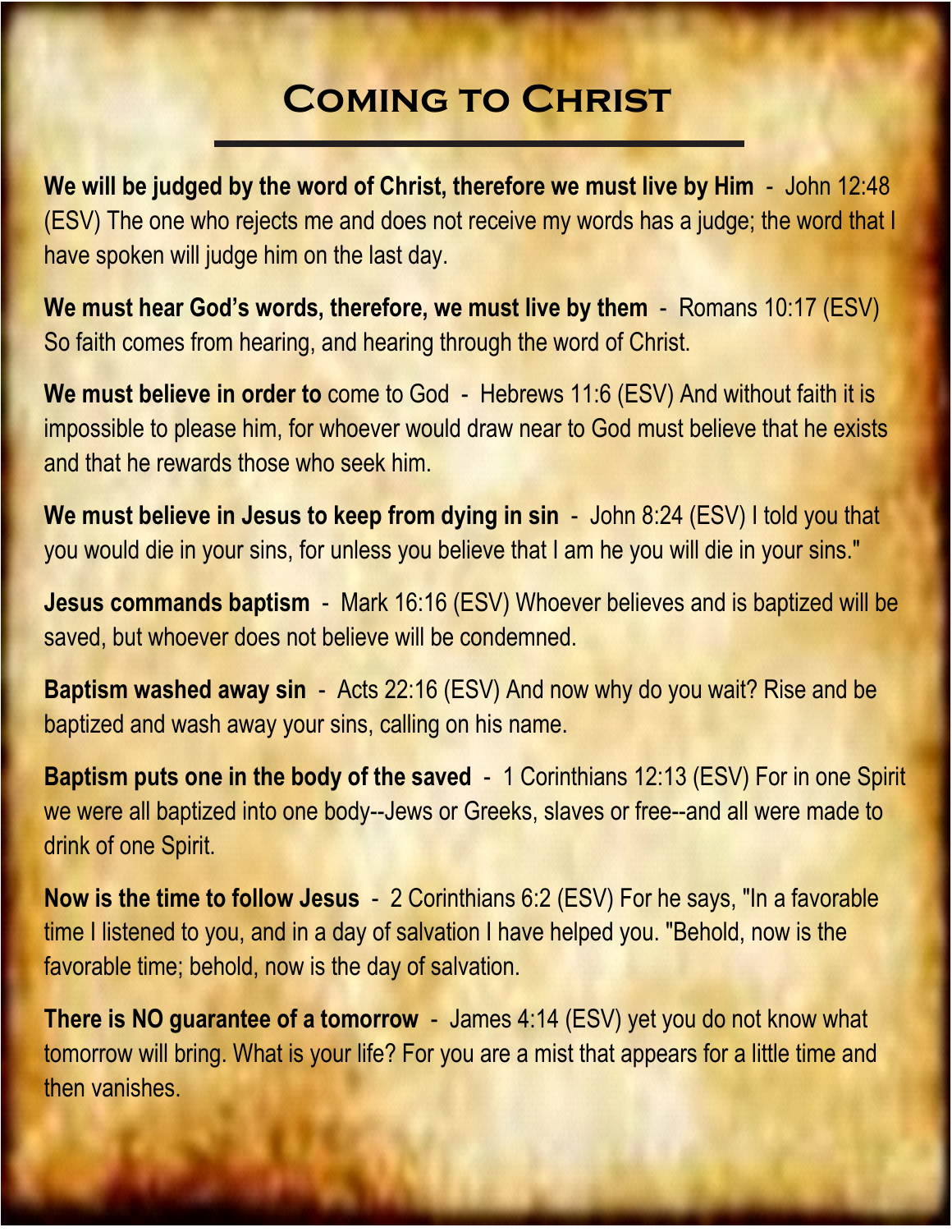# Coming to Christ

**We will be judged by the word of Christ, therefore we must live by Him** - John 12:48 (ESV) The one who rejects me and does not receive my words has a judge; the word that I have spoken will judge him on the last day.

**We must hear God's words, therefore, we must live by them** - Romans 10:17 (ESV) So faith comes from hearing, and hearing through the word of Christ.

**We must believe in order to** come to God - Hebrews 11:6 (ESV) And without faith it is impossible to please him, for whoever would draw near to God must believe that he exists and that he rewards those who seek him.

**We must believe in Jesus to keep from dying in sin** - John 8:24 (ESV) I told you that you would die in your sins, for unless you believe that I am he you will die in your sins."

**Jesus commands baptism** - Mark 16:16 (ESV) Whoever believes and is baptized will be saved, but whoever does not believe will be condemned.

**Baptism washed away sin** - Acts 22:16 (ESV) And now why do you wait? Rise and be baptized and wash away your sins, calling on his name.

**Baptism puts one in the body of the saved** - 1 Corinthians 12:13 (ESV) For in one Spirit we were all baptized into one body--Jews or Greeks, slaves or free--and all were made to drink of one Spirit.

**Now is the time to follow Jesus** - 2 Corinthians 6:2 (ESV) For he says, "In a favorable time I listened to you, and in a day of salvation I have helped you. "Behold, now is the favorable time; behold, now is the day of salvation.

**There is NO guarantee of a tomorrow** - James 4:14 (ESV) yet you do not know what tomorrow will bring. What is your life? For you are a mist that appears for a little time and then vanishes.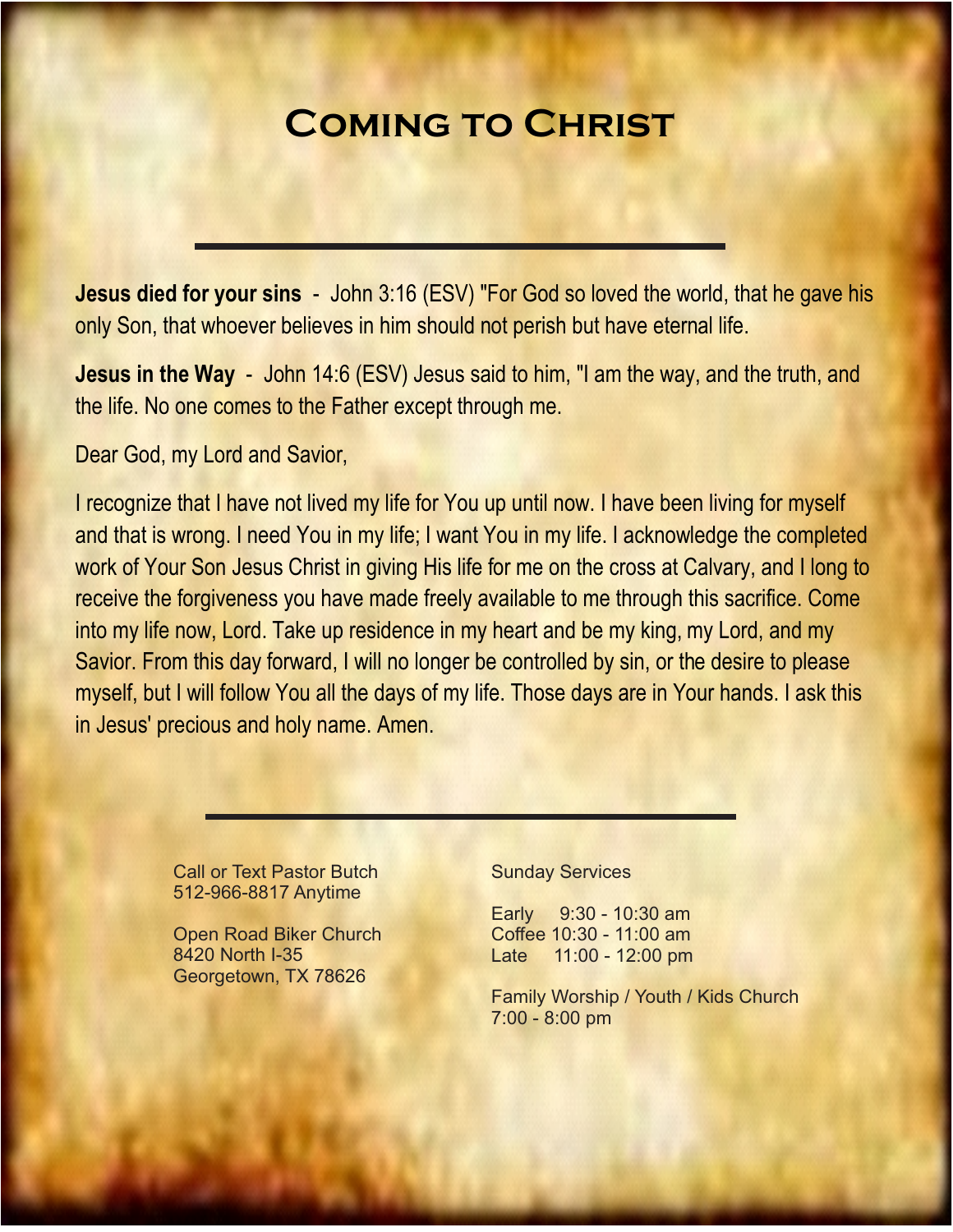# Coming to Christ

---

**Jesus died for your sins** - John 3:16 (ESV) "For God so loved the world, that he gave his only Son, that whoever believes in him should not perish but have eternal life.

**Jesus in the Way** - John 14:6 (ESV) Jesus said to him, "I am the way, and the truth, and the life. No one comes to the Father except through me.

Dear God, my Lord and Savior,

I recognize that I have not lived my life for You up until now. I have been living for myself and that is wrong. I need You in my life; I want You in my life. I acknowledge the completed work of Your Son Jesus Christ in giving His life for me on the cross at Calvary, and I long to receive the forgiveness you have made freely available to me through this sacrifice. Come into my life now, Lord. Take up residence in my heart and be my king, my Lord, and my Savior. From this day forward, I will no longer be controlled by sin, or the desire to please myself, but I will follow You all the days of my life. Those days are in Your hands. I ask this in Jesus' precious and holy name. Amen.

---

Call or Text Pastor Butch
512-966-8817 Anytime

Open Road Biker Church
8420 North I-35
Georgetown, TX 78626

Sunday Services

Early 9:30 - 10:30 am
Coffee 10:30 - 11:00 am
Late 11:00 - 12:00 pm

Family Worship / Youth / Kids Church
7:00 - 8:00 pm